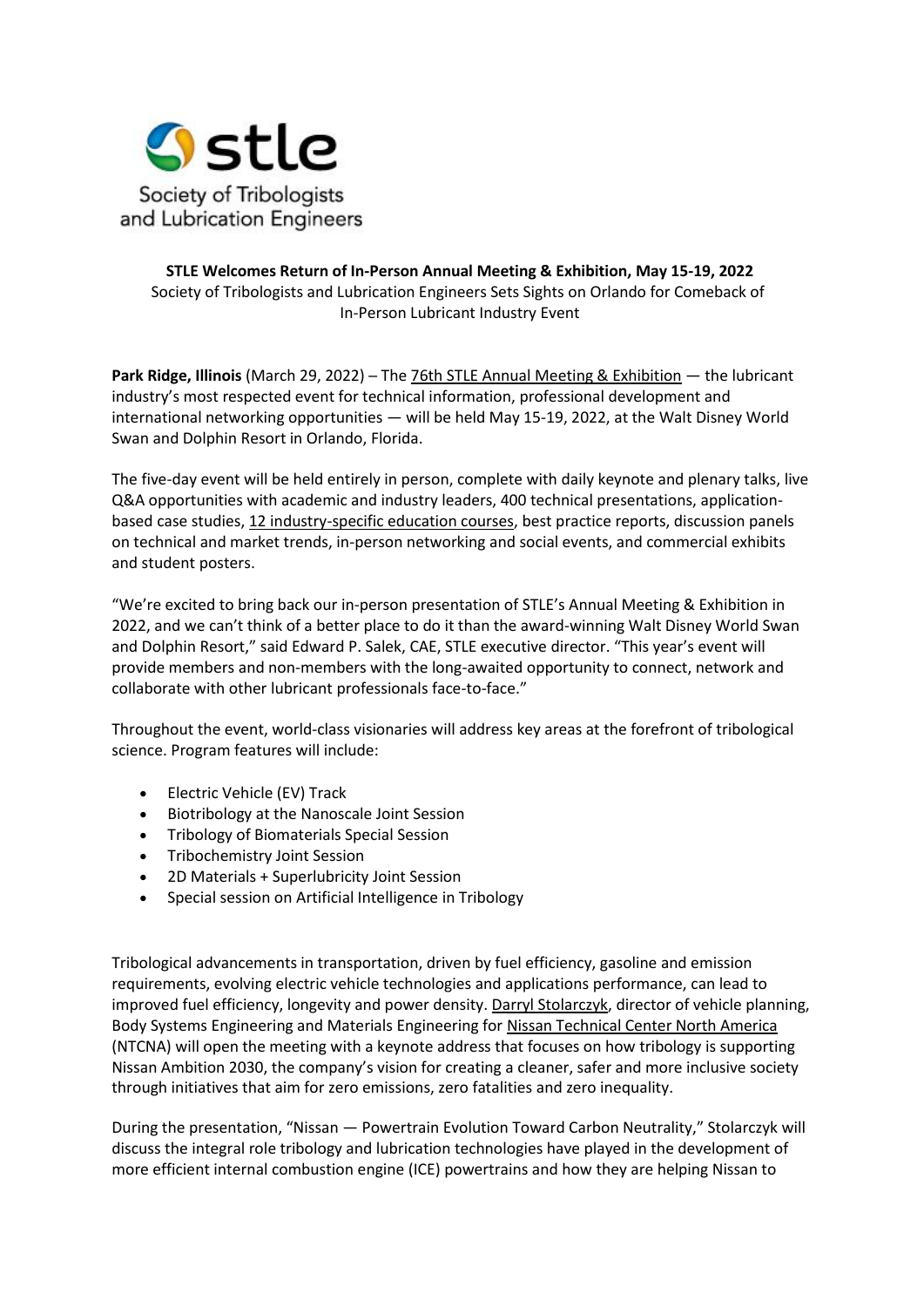**STLE Welcomes Return of In-Person Annual Meeting & Exhibition, May 15-19, 2022**

Society of Tribologists and Lubrication Engineers Sets Sights on Orlando for Comeback of In-Person Lubricant Industry Event

**Park Ridge, Illinois** (March 29, 2022) – The 76th STLE Annual Meeting & Exhibition — the lubricant industry's most respected event for technical information, professional development and international networking opportunities — will be held May 15-19, 2022, at the Walt Disney World Swan and Dolphin Resort in Orlando, Florida.

The five-day event will be held entirely in person, complete with daily keynote and plenary talks, live Q&A opportunities with academic and industry leaders, 400 technical presentations, application-based case studies, 12 industry-specific education courses, best practice reports, discussion panels on technical and market trends, in-person networking and social events, and commercial exhibits and student posters.

"We're excited to bring back our in-person presentation of STLE's Annual Meeting & Exhibition in 2022, and we can't think of a better place to do it than the award-winning Walt Disney World Swan and Dolphin Resort," said Edward P. Salek, CAE, STLE executive director. "This year's event will provide members and non-members with the long-awaited opportunity to connect, network and collaborate with other lubricant professionals face-to-face."

Throughout the event, world-class visionaries will address key areas at the forefront of tribological science. Program features will include:

- Electric Vehicle (EV) Track
- Biotribology at the Nanoscale Joint Session
- Tribology of Biomaterials Special Session
- Tribochemistry Joint Session
- 2D Materials + Superlubricity Joint Session
- Special session on Artificial Intelligence in Tribology

Tribological advancements in transportation, driven by fuel efficiency, gasoline and emission requirements, evolving electric vehicle technologies and applications performance, can lead to improved fuel efficiency, longevity and power density. Darryl Stolarczyk, director of vehicle planning, Body Systems Engineering and Materials Engineering for Nissan Technical Center North America (NTCNA) will open the meeting with a keynote address that focuses on how tribology is supporting Nissan Ambition 2030, the company's vision for creating a cleaner, safer and more inclusive society through initiatives that aim for zero emissions, zero fatalities and zero inequality.

During the presentation, "Nissan — Powertrain Evolution Toward Carbon Neutrality," Stolarczyk will discuss the integral role tribology and lubrication technologies have played in the development of more efficient internal combustion engine (ICE) powertrains and how they are helping Nissan to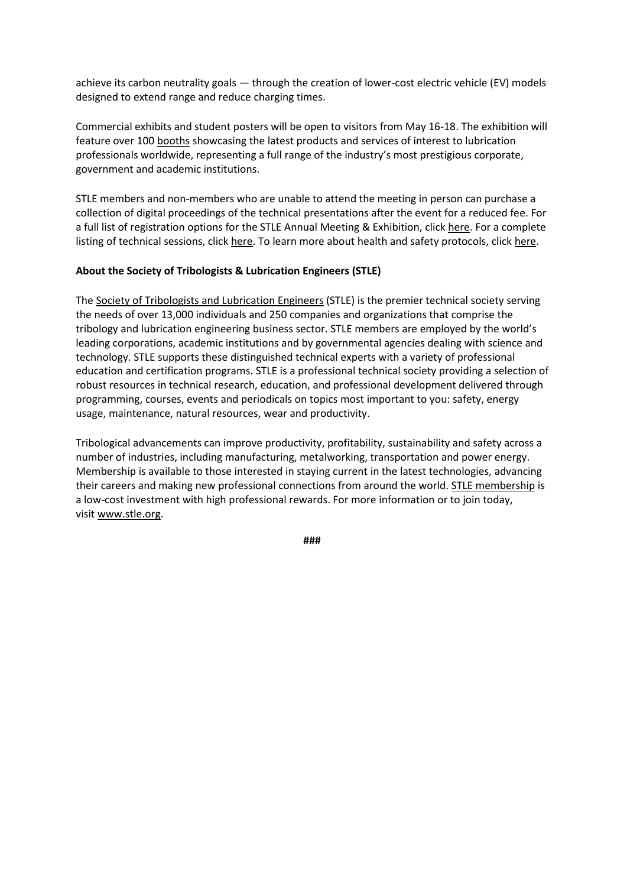achieve its carbon neutrality goals — through the creation of lower-cost electric vehicle (EV) models designed to extend range and reduce charging times.

Commercial exhibits and student posters will be open to visitors from May 16-18. The exhibition will feature over 100 booths showcasing the latest products and services of interest to lubrication professionals worldwide, representing a full range of the industry's most prestigious corporate, government and academic institutions.

STLE members and non-members who are unable to attend the meeting in person can purchase a collection of digital proceedings of the technical presentations after the event for a reduced fee. For a full list of registration options for the STLE Annual Meeting & Exhibition, click here. For a complete listing of technical sessions, click here. To learn more about health and safety protocols, click here.

**About the Society of Tribologists & Lubrication Engineers (STLE)**

The Society of Tribologists and Lubrication Engineers (STLE) is the premier technical society serving the needs of over 13,000 individuals and 250 companies and organizations that comprise the tribology and lubrication engineering business sector. STLE members are employed by the world's leading corporations, academic institutions and by governmental agencies dealing with science and technology. STLE supports these distinguished technical experts with a variety of professional education and certification programs. STLE is a professional technical society providing a selection of robust resources in technical research, education, and professional development delivered through programming, courses, events and periodicals on topics most important to you: safety, energy usage, maintenance, natural resources, wear and productivity.

Tribological advancements can improve productivity, profitability, sustainability and safety across a number of industries, including manufacturing, metalworking, transportation and power energy. Membership is available to those interested in staying current in the latest technologies, advancing their careers and making new professional connections from around the world. STLE membership is a low-cost investment with high professional rewards. For more information or to join today, visit www.stle.org.

**###**